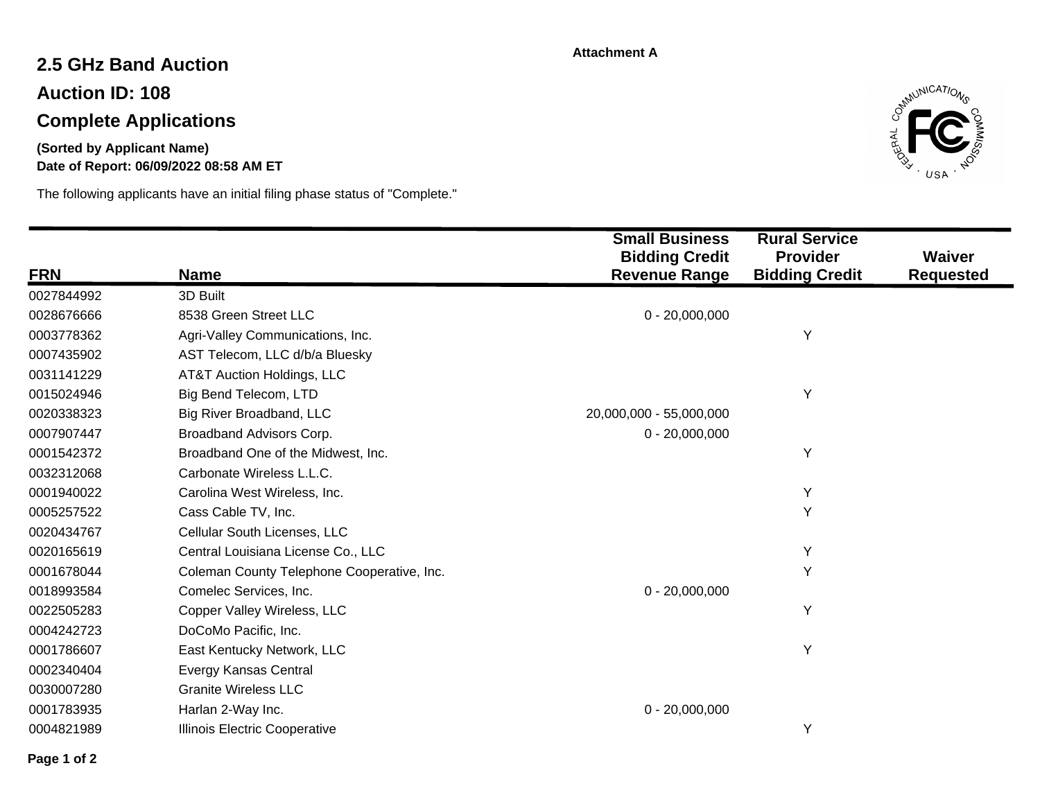Attachment A

# 2.5 GHz Band Auction

## Auction ID: 108

## Complete Applications

**(Sorted by Applicant Name)**

**Date of Report: 06/09/2022 08:58 AM ET**

The following applicants have an initial filing phase status of "Complete."

| FRN | Name | Small Business Bidding Credit Revenue Range | Rural Service Provider Bidding Credit | Waiver Requested |
|---|---|---|---|---|
| 0027844992 | 3D Built | | | |
| 0028676666 | 8538 Green Street LLC | 0 - 20,000,000 | | |
| 0003778362 | Agri-Valley Communications, Inc. | | Y | |
| 0007435902 | AST Telecom, LLC d/b/a Bluesky | | | |
| 0031141229 | AT&T Auction Holdings, LLC | | | |
| 0015024946 | Big Bend Telecom, LTD | | Y | |
| 0020338323 | Big River Broadband, LLC | 20,000,000 - 55,000,000 | | |
| 0007907447 | Broadband Advisors Corp. | 0 - 20,000,000 | | |
| 0001542372 | Broadband One of the Midwest, Inc. | | Y | |
| 0032312068 | Carbonate Wireless L.L.C. | | | |
| 0001940022 | Carolina West Wireless, Inc. | | Y | |
| 0005257522 | Cass Cable TV, Inc. | | Y | |
| 0020434767 | Cellular South Licenses, LLC | | | |
| 0020165619 | Central Louisiana License Co., LLC | | Y | |
| 0001678044 | Coleman County Telephone Cooperative, Inc. | | Y | |
| 0018993584 | Comelec Services, Inc. | 0 - 20,000,000 | | |
| 0022505283 | Copper Valley Wireless, LLC | | Y | |
| 0004242723 | DoCoMo Pacific, Inc. | | | |
| 0001786607 | East Kentucky Network, LLC | | Y | |
| 0002340404 | Evergy Kansas Central | | | |
| 0030007280 | Granite Wireless LLC | | | |
| 0001783935 | Harlan 2-Way Inc. | 0 - 20,000,000 | | |
| 0004821989 | Illinois Electric Cooperative | | Y | |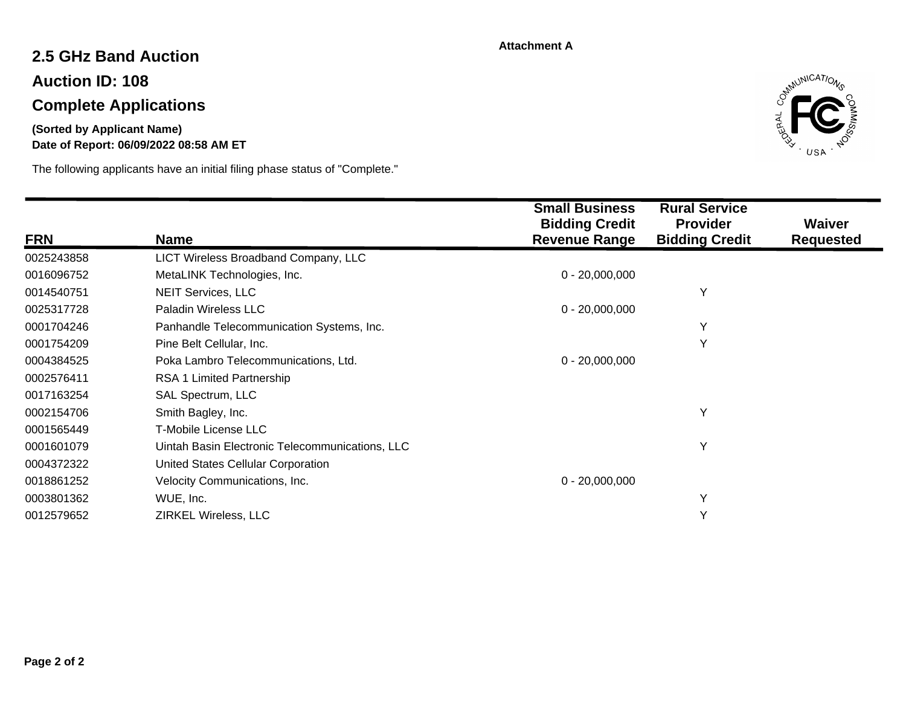Attachment A

# 2.5 GHz Band Auction

## Auction ID: 108

## Complete Applications

**(Sorted by Applicant Name)**

**Date of Report: 06/09/2022 08:58 AM ET**

The following applicants have an initial filing phase status of "Complete."

| FRN | Name | Small Business Bidding Credit Revenue Range | Rural Service Provider Bidding Credit | Waiver Requested |
|---|---|---|---|---|
| 0025243858 | LICT Wireless Broadband Company, LLC | | | |
| 0016096752 | MetaLINK Technologies, Inc. | 0 - 20,000,000 | | |
| 0014540751 | NEIT Services, LLC | | Y | |
| 0025317728 | Paladin Wireless LLC | 0 - 20,000,000 | | |
| 0001704246 | Panhandle Telecommunication Systems, Inc. | | Y | |
| 0001754209 | Pine Belt Cellular, Inc. | | Y | |
| 0004384525 | Poka Lambro Telecommunications, Ltd. | 0 - 20,000,000 | | |
| 0002576411 | RSA 1 Limited Partnership | | | |
| 0017163254 | SAL Spectrum, LLC | | | |
| 0002154706 | Smith Bagley, Inc. | | Y | |
| 0001565449 | T-Mobile License LLC | | | |
| 0001601079 | Uintah Basin Electronic Telecommunications, LLC | | Y | |
| 0004372322 | United States Cellular Corporation | | | |
| 0018861252 | Velocity Communications, Inc. | 0 - 20,000,000 | | |
| 0003801362 | WUE, Inc. | | Y | |
| 0012579652 | ZIRKEL Wireless, LLC | | Y | |